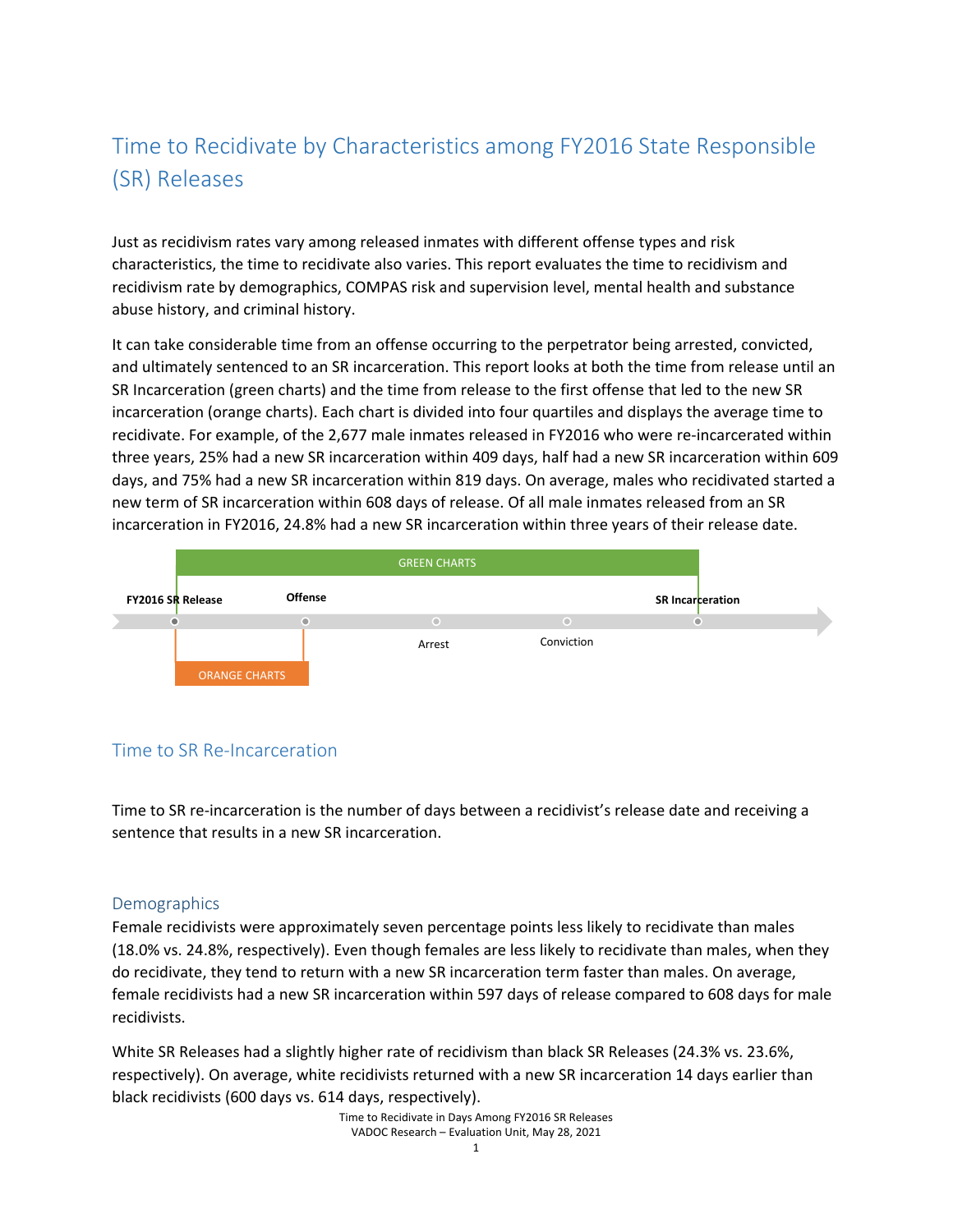# Time to Recidivate by Characteristics among FY2016 State Responsible (SR) Releases

Just as recidivism rates vary among released inmates with different offense types and risk characteristics, the time to recidivate also varies. This report evaluates the time to recidivism and recidivism rate by demographics, COMPAS risk and supervision level, mental health and substance abuse history, and criminal history.

It can take considerable time from an offense occurring to the perpetrator being arrested, convicted, and ultimately sentenced to an SR incarceration. This report looks at both the time from release until an SR Incarceration (green charts) and the time from release to the first offense that led to the new SR incarceration (orange charts). Each chart is divided into four quartiles and displays the average time to recidivate. For example, of the 2,677 male inmates released in FY2016 who were re-incarcerated within three years, 25% had a new SR incarceration within 409 days, half had a new SR incarceration within 609 days, and 75% had a new SR incarceration within 819 days. On average, males who recidivated started a new term of SR incarceration within 608 days of release. Of all male inmates released from an SR incarceration in FY2016, 24.8% had a new SR incarceration within three years of their release date.

GREEN CHARTS

FY2016 SR Release — Offense — Arrest — Conviction — SR Incarceration

ORANGE CHARTS

## Time to SR Re-Incarceration

Time to SR re-incarceration is the number of days between a recidivist's release date and receiving a sentence that results in a new SR incarceration.

### Demographics

Female recidivists were approximately seven percentage points less likely to recidivate than males (18.0% vs. 24.8%, respectively). Even though females are less likely to recidivate than males, when they do recidivate, they tend to return with a new SR incarceration term faster than males. On average, female recidivists had a new SR incarceration within 597 days of release compared to 608 days for male recidivists.

White SR Releases had a slightly higher rate of recidivism than black SR Releases (24.3% vs. 23.6%, respectively). On average, white recidivists returned with a new SR incarceration 14 days earlier than black recidivists (600 days vs. 614 days, respectively).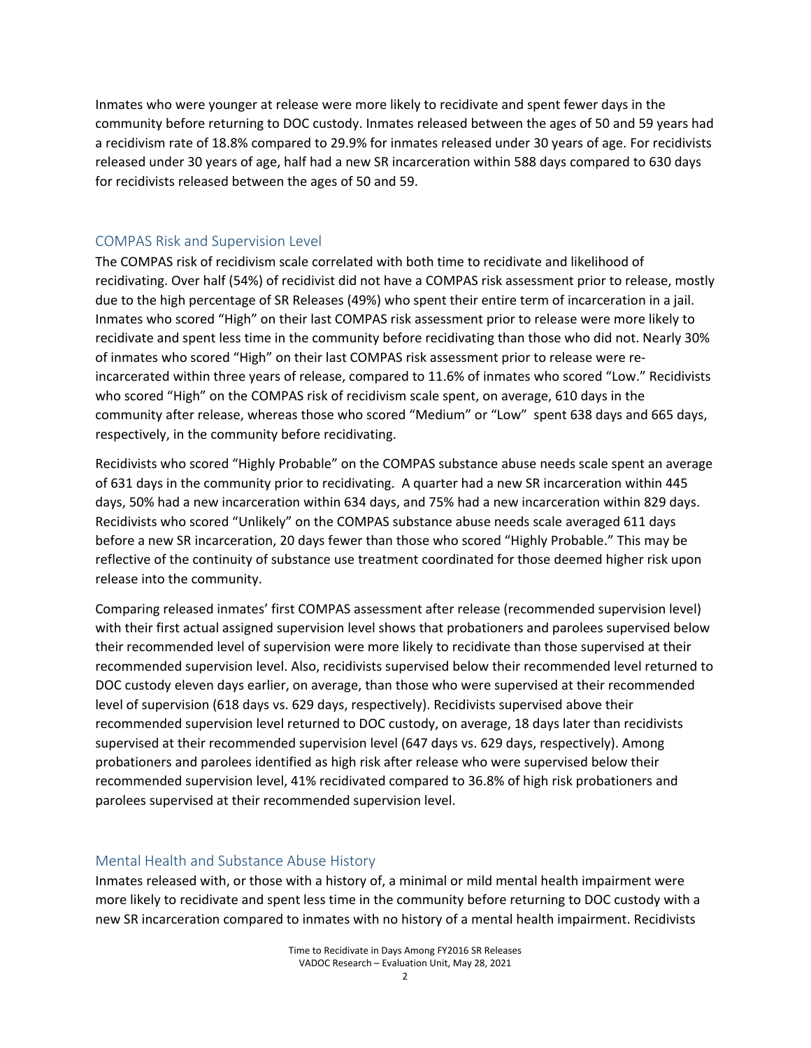Inmates who were younger at release were more likely to recidivate and spent fewer days in the community before returning to DOC custody. Inmates released between the ages of 50 and 59 years had a recidivism rate of 18.8% compared to 29.9% for inmates released under 30 years of age. For recidivists released under 30 years of age, half had a new SR incarceration within 588 days compared to 630 days for recidivists released between the ages of 50 and 59.

## COMPAS Risk and Supervision Level

The COMPAS risk of recidivism scale correlated with both time to recidivate and likelihood of recidivating. Over half (54%) of recidivist did not have a COMPAS risk assessment prior to release, mostly due to the high percentage of SR Releases (49%) who spent their entire term of incarceration in a jail. Inmates who scored "High" on their last COMPAS risk assessment prior to release were more likely to recidivate and spent less time in the community before recidivating than those who did not. Nearly 30% of inmates who scored "High" on their last COMPAS risk assessment prior to release were re-incarcerated within three years of release, compared to 11.6% of inmates who scored "Low." Recidivists who scored "High" on the COMPAS risk of recidivism scale spent, on average, 610 days in the community after release, whereas those who scored "Medium" or "Low" spent 638 days and 665 days, respectively, in the community before recidivating.

Recidivists who scored "Highly Probable" on the COMPAS substance abuse needs scale spent an average of 631 days in the community prior to recidivating. A quarter had a new SR incarceration within 445 days, 50% had a new incarceration within 634 days, and 75% had a new incarceration within 829 days. Recidivists who scored "Unlikely" on the COMPAS substance abuse needs scale averaged 611 days before a new SR incarceration, 20 days fewer than those who scored "Highly Probable." This may be reflective of the continuity of substance use treatment coordinated for those deemed higher risk upon release into the community.

Comparing released inmates' first COMPAS assessment after release (recommended supervision level) with their first actual assigned supervision level shows that probationers and parolees supervised below their recommended level of supervision were more likely to recidivate than those supervised at their recommended supervision level. Also, recidivists supervised below their recommended level returned to DOC custody eleven days earlier, on average, than those who were supervised at their recommended level of supervision (618 days vs. 629 days, respectively). Recidivists supervised above their recommended supervision level returned to DOC custody, on average, 18 days later than recidivists supervised at their recommended supervision level (647 days vs. 629 days, respectively). Among probationers and parolees identified as high risk after release who were supervised below their recommended supervision level, 41% recidivated compared to 36.8% of high risk probationers and parolees supervised at their recommended supervision level.

## Mental Health and Substance Abuse History

Inmates released with, or those with a history of, a minimal or mild mental health impairment were more likely to recidivate and spent less time in the community before returning to DOC custody with a new SR incarceration compared to inmates with no history of a mental health impairment. Recidivists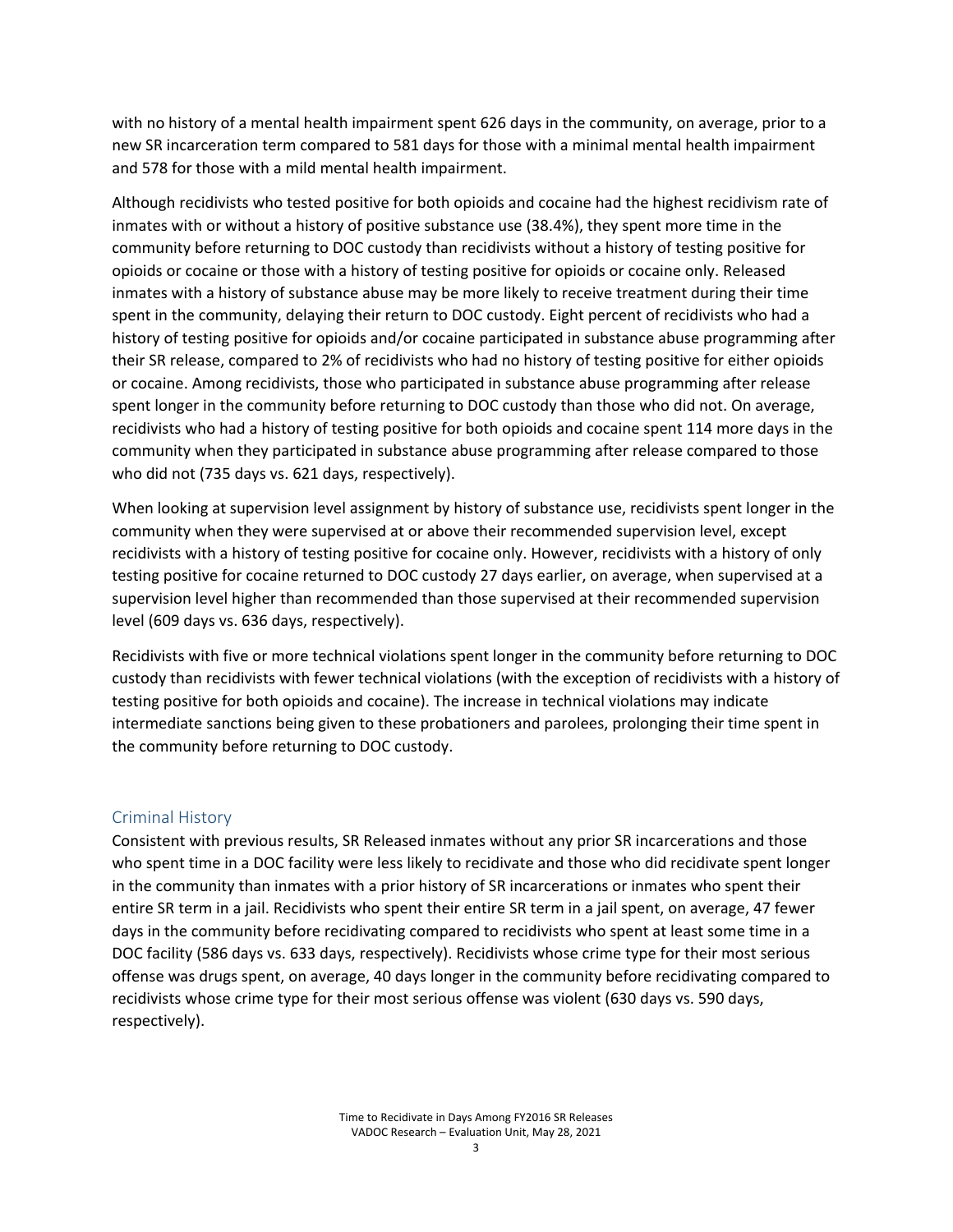with no history of a mental health impairment spent 626 days in the community, on average, prior to a new SR incarceration term compared to 581 days for those with a minimal mental health impairment and 578 for those with a mild mental health impairment.

Although recidivists who tested positive for both opioids and cocaine had the highest recidivism rate of inmates with or without a history of positive substance use (38.4%), they spent more time in the community before returning to DOC custody than recidivists without a history of testing positive for opioids or cocaine or those with a history of testing positive for opioids or cocaine only. Released inmates with a history of substance abuse may be more likely to receive treatment during their time spent in the community, delaying their return to DOC custody. Eight percent of recidivists who had a history of testing positive for opioids and/or cocaine participated in substance abuse programming after their SR release, compared to 2% of recidivists who had no history of testing positive for either opioids or cocaine. Among recidivists, those who participated in substance abuse programming after release spent longer in the community before returning to DOC custody than those who did not. On average, recidivists who had a history of testing positive for both opioids and cocaine spent 114 more days in the community when they participated in substance abuse programming after release compared to those who did not (735 days vs. 621 days, respectively).

When looking at supervision level assignment by history of substance use, recidivists spent longer in the community when they were supervised at or above their recommended supervision level, except recidivists with a history of testing positive for cocaine only. However, recidivists with a history of only testing positive for cocaine returned to DOC custody 27 days earlier, on average, when supervised at a supervision level higher than recommended than those supervised at their recommended supervision level (609 days vs. 636 days, respectively).

Recidivists with five or more technical violations spent longer in the community before returning to DOC custody than recidivists with fewer technical violations (with the exception of recidivists with a history of testing positive for both opioids and cocaine). The increase in technical violations may indicate intermediate sanctions being given to these probationers and parolees, prolonging their time spent in the community before returning to DOC custody.

## Criminal History

Consistent with previous results, SR Released inmates without any prior SR incarcerations and those who spent time in a DOC facility were less likely to recidivate and those who did recidivate spent longer in the community than inmates with a prior history of SR incarcerations or inmates who spent their entire SR term in a jail. Recidivists who spent their entire SR term in a jail spent, on average, 47 fewer days in the community before recidivating compared to recidivists who spent at least some time in a DOC facility (586 days vs. 633 days, respectively). Recidivists whose crime type for their most serious offense was drugs spent, on average, 40 days longer in the community before recidivating compared to recidivists whose crime type for their most serious offense was violent (630 days vs. 590 days, respectively).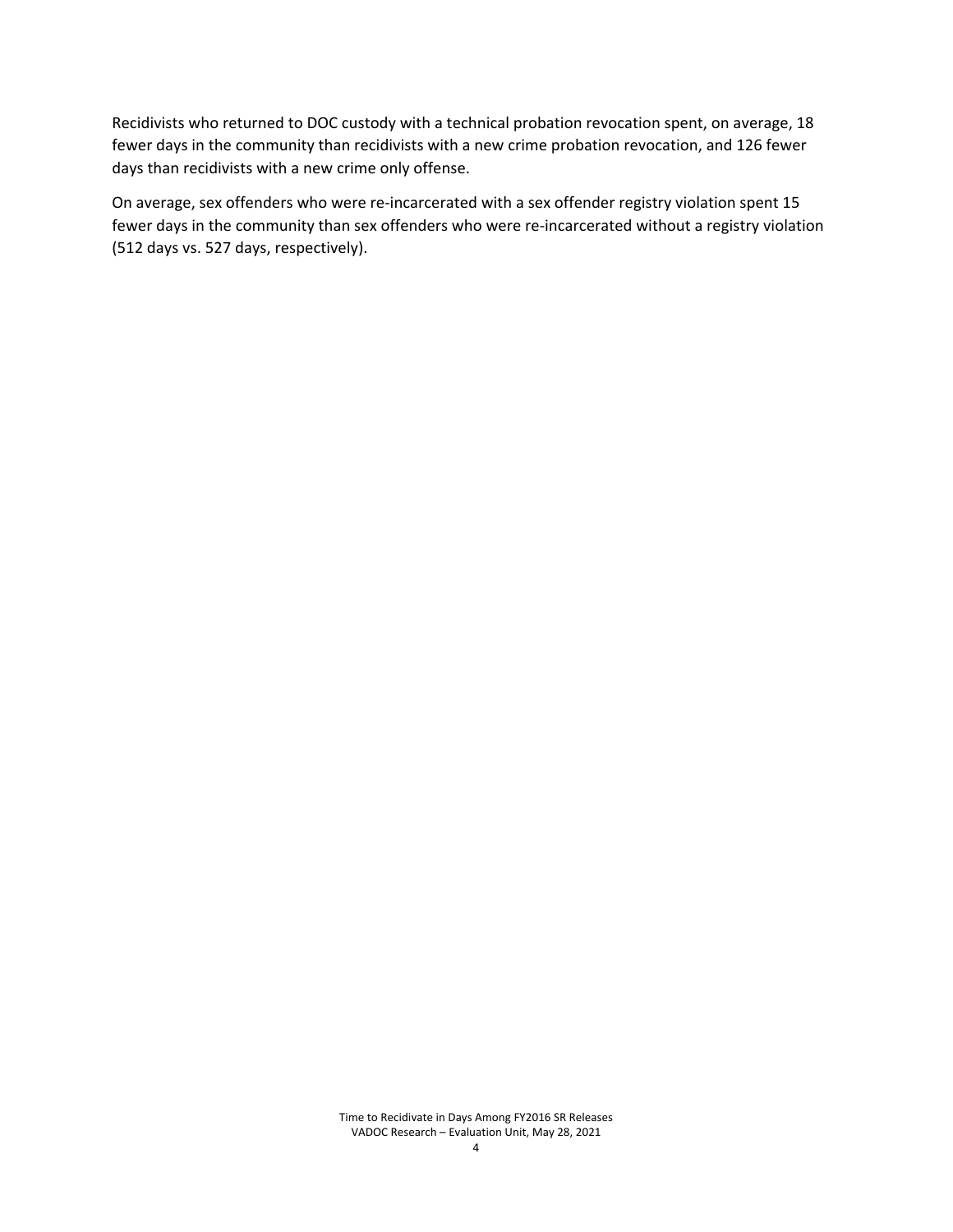Recidivists who returned to DOC custody with a technical probation revocation spent, on average, 18 fewer days in the community than recidivists with a new crime probation revocation, and 126 fewer days than recidivists with a new crime only offense.

On average, sex offenders who were re-incarcerated with a sex offender registry violation spent 15 fewer days in the community than sex offenders who were re-incarcerated without a registry violation (512 days vs. 527 days, respectively).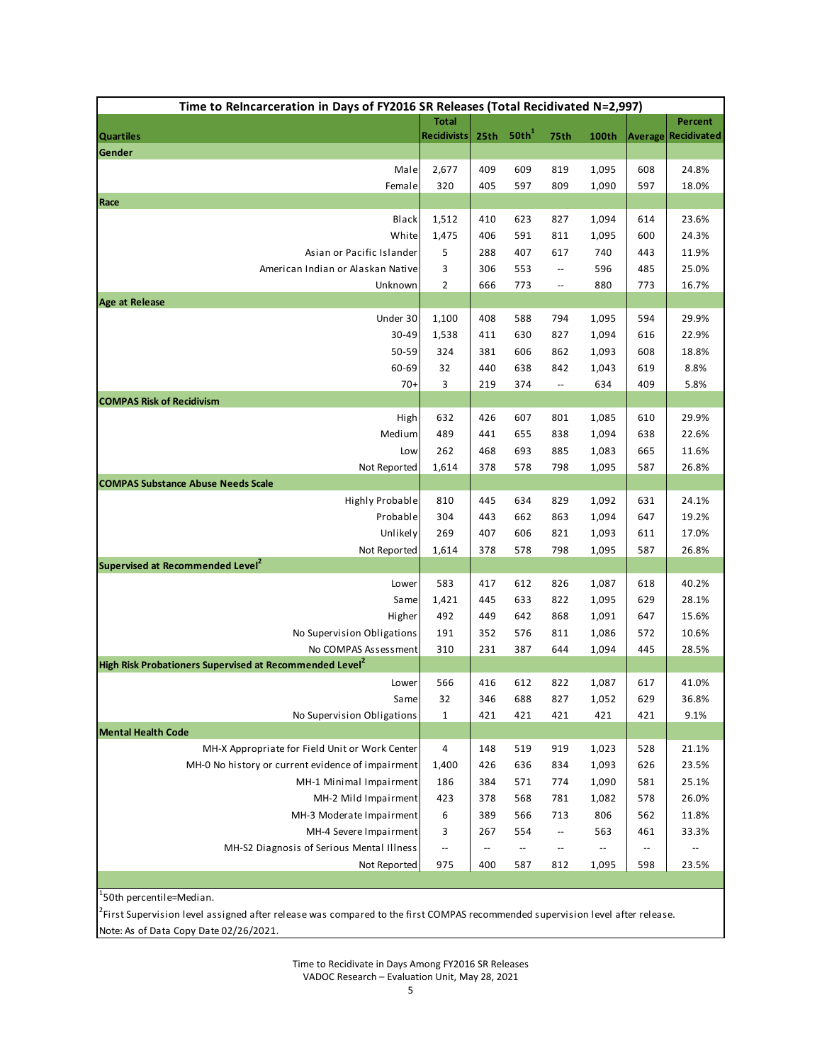| Time to ReIncarceration in Days of FY2016 SR Releases (Total Recidivated N=2,997) | | | | | | | |
|---|---|---|---|---|---|---|---|
| **Quartiles** | **Total Recidivists** | **25th** | **50th[1]** | **75th** | **100th** | **Average** | **Percent Recidivated** |
| **Gender** | | | | | | | |
| Male | 2,677 | 409 | 609 | 819 | 1,095 | 608 | 24.8% |
| Female | 320 | 405 | 597 | 809 | 1,090 | 597 | 18.0% |
| **Race** | | | | | | | |
| Black | 1,512 | 410 | 623 | 827 | 1,094 | 614 | 23.6% |
| White | 1,475 | 406 | 591 | 811 | 1,095 | 600 | 24.3% |
| Asian or Pacific Islander | 5 | 288 | 407 | 617 | 740 | 443 | 11.9% |
| American Indian or Alaskan Native | 3 | 306 | 553 | -- | 596 | 485 | 25.0% |
| Unknown | 2 | 666 | 773 | -- | 880 | 773 | 16.7% |
| **Age at Release** | | | | | | | |
| Under 30 | 1,100 | 408 | 588 | 794 | 1,095 | 594 | 29.9% |
| 30-49 | 1,538 | 411 | 630 | 827 | 1,094 | 616 | 22.9% |
| 50-59 | 324 | 381 | 606 | 862 | 1,093 | 608 | 18.8% |
| 60-69 | 32 | 440 | 638 | 842 | 1,043 | 619 | 8.8% |
| 70+ | 3 | 219 | 374 | -- | 634 | 409 | 5.8% |
| **COMPAS Risk of Recidivism** | | | | | | | |
| High | 632 | 426 | 607 | 801 | 1,085 | 610 | 29.9% |
| Medium | 489 | 441 | 655 | 838 | 1,094 | 638 | 22.6% |
| Low | 262 | 468 | 693 | 885 | 1,083 | 665 | 11.6% |
| Not Reported | 1,614 | 378 | 578 | 798 | 1,095 | 587 | 26.8% |
| **COMPAS Substance Abuse Needs Scale** | | | | | | | |
| Highly Probable | 810 | 445 | 634 | 829 | 1,092 | 631 | 24.1% |
| Probable | 304 | 443 | 662 | 863 | 1,094 | 647 | 19.2% |
| Unlikely | 269 | 407 | 606 | 821 | 1,093 | 611 | 17.0% |
| Not Reported | 1,614 | 378 | 578 | 798 | 1,095 | 587 | 26.8% |
| **Supervised at Recommended Level[2]** | | | | | | | |
| Lower | 583 | 417 | 612 | 826 | 1,087 | 618 | 40.2% |
| Same | 1,421 | 445 | 633 | 822 | 1,095 | 629 | 28.1% |
| Higher | 492 | 449 | 642 | 868 | 1,091 | 647 | 15.6% |
| No Supervision Obligations | 191 | 352 | 576 | 811 | 1,086 | 572 | 10.6% |
| No COMPAS Assessment | 310 | 231 | 387 | 644 | 1,094 | 445 | 28.5% |
| **High Risk Probationers Supervised at Recommended Level[2]** | | | | | | | |
| Lower | 566 | 416 | 612 | 822 | 1,087 | 617 | 41.0% |
| Same | 32 | 346 | 688 | 827 | 1,052 | 629 | 36.8% |
| No Supervision Obligations | 1 | 421 | 421 | 421 | 421 | 421 | 9.1% |
| **Mental Health Code** | | | | | | | |
| MH-X Appropriate for Field Unit or Work Center | 4 | 148 | 519 | 919 | 1,023 | 528 | 21.1% |
| MH-0 No history or current evidence of impairment | 1,400 | 426 | 636 | 834 | 1,093 | 626 | 23.5% |
| MH-1 Minimal Impairment | 186 | 384 | 571 | 774 | 1,090 | 581 | 25.1% |
| MH-2 Mild Impairment | 423 | 378 | 568 | 781 | 1,082 | 578 | 26.0% |
| MH-3 Moderate Impairment | 6 | 389 | 566 | 713 | 806 | 562 | 11.8% |
| MH-4 Severe Impairment | 3 | 267 | 554 | -- | 563 | 461 | 33.3% |
| MH-S2 Diagnosis of Serious Mental Illness | -- | -- | -- | -- | -- | -- | -- |
| Not Reported | 975 | 400 | 587 | 812 | 1,095 | 598 | 23.5% |

[1] 50th percentile=Median.

[2] First Supervision level assigned after release was compared to the first COMPAS recommended supervision level after release.

Note: As of Data Copy Date 02/26/2021.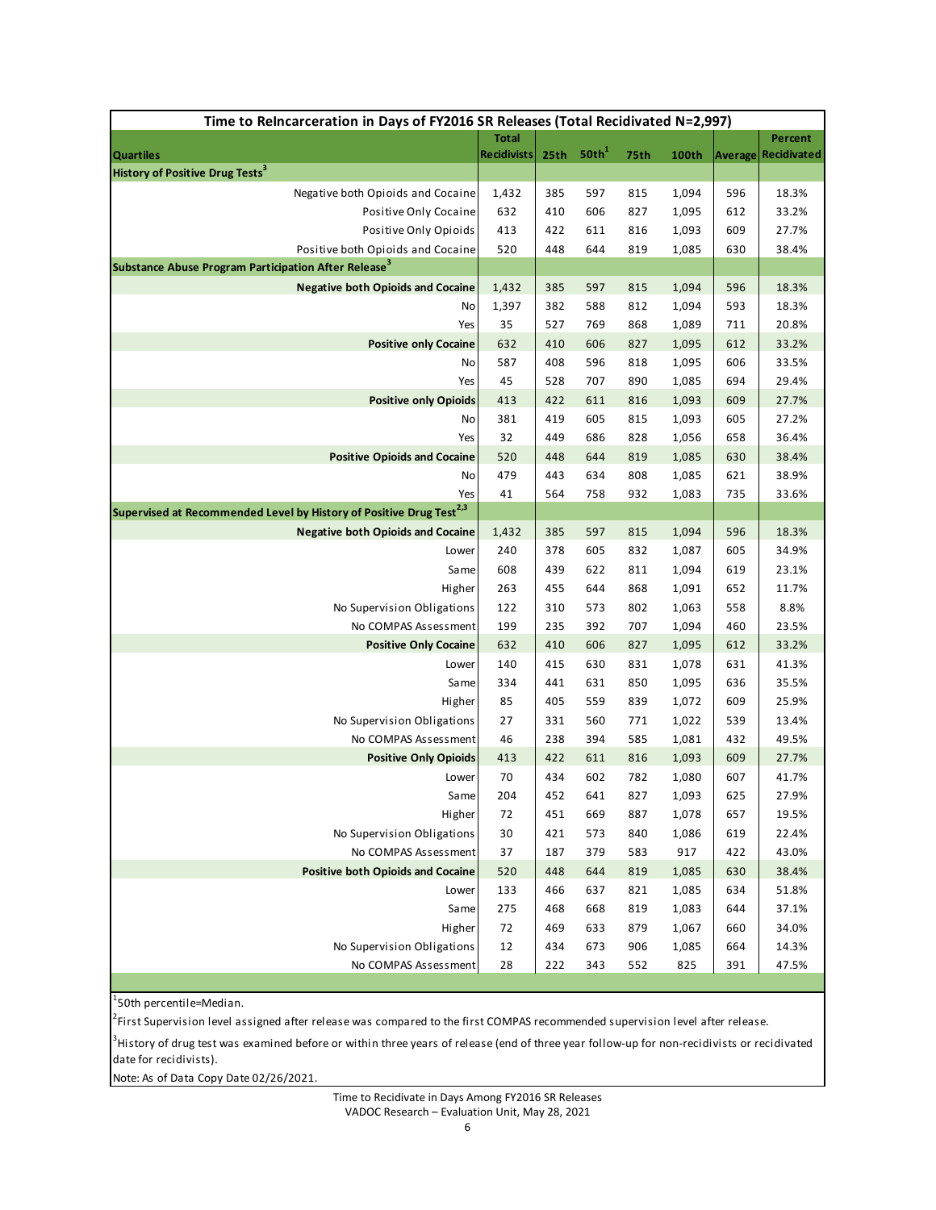| Time to ReIncarceration in Days of FY2016 SR Releases (Total Recidivated N=2,997) | | | | | | | |
|---|---|---|---|---|---|---|---|
| **Quartiles** | **Total Recidivists** | **25th** | **50th[1]** | **75th** | **100th** | **Average** | **Percent Recidivated** |
| **History of Positive Drug Tests[3]** | | | | | | | |
| Negative both Opioids and Cocaine | 1,432 | 385 | 597 | 815 | 1,094 | 596 | 18.3% |
| Positive Only Cocaine | 632 | 410 | 606 | 827 | 1,095 | 612 | 33.2% |
| Positive Only Opioids | 413 | 422 | 611 | 816 | 1,093 | 609 | 27.7% |
| Positive both Opioids and Cocaine | 520 | 448 | 644 | 819 | 1,085 | 630 | 38.4% |
| **Substance Abuse Program Participation After Release[3]** | | | | | | | |
| **Negative both Opioids and Cocaine** | 1,432 | 385 | 597 | 815 | 1,094 | 596 | 18.3% |
| No | 1,397 | 382 | 588 | 812 | 1,094 | 593 | 18.3% |
| Yes | 35 | 527 | 769 | 868 | 1,089 | 711 | 20.8% |
| **Positive only Cocaine** | 632 | 410 | 606 | 827 | 1,095 | 612 | 33.2% |
| No | 587 | 408 | 596 | 818 | 1,095 | 606 | 33.5% |
| Yes | 45 | 528 | 707 | 890 | 1,085 | 694 | 29.4% |
| **Positive only Opioids** | 413 | 422 | 611 | 816 | 1,093 | 609 | 27.7% |
| No | 381 | 419 | 605 | 815 | 1,093 | 605 | 27.2% |
| Yes | 32 | 449 | 686 | 828 | 1,056 | 658 | 36.4% |
| **Positive Opioids and Cocaine** | 520 | 448 | 644 | 819 | 1,085 | 630 | 38.4% |
| No | 479 | 443 | 634 | 808 | 1,085 | 621 | 38.9% |
| Yes | 41 | 564 | 758 | 932 | 1,083 | 735 | 33.6% |
| **Supervised at Recommended Level by History of Positive Drug Test[2,3]** | | | | | | | |
| **Negative both Opioids and Cocaine** | 1,432 | 385 | 597 | 815 | 1,094 | 596 | 18.3% |
| Lower | 240 | 378 | 605 | 832 | 1,087 | 605 | 34.9% |
| Same | 608 | 439 | 622 | 811 | 1,094 | 619 | 23.1% |
| Higher | 263 | 455 | 644 | 868 | 1,091 | 652 | 11.7% |
| No Supervision Obligations | 122 | 310 | 573 | 802 | 1,063 | 558 | 8.8% |
| No COMPAS Assessment | 199 | 235 | 392 | 707 | 1,094 | 460 | 23.5% |
| **Positive Only Cocaine** | 632 | 410 | 606 | 827 | 1,095 | 612 | 33.2% |
| Lower | 140 | 415 | 630 | 831 | 1,078 | 631 | 41.3% |
| Same | 334 | 441 | 631 | 850 | 1,095 | 636 | 35.5% |
| Higher | 85 | 405 | 559 | 839 | 1,072 | 609 | 25.9% |
| No Supervision Obligations | 27 | 331 | 560 | 771 | 1,022 | 539 | 13.4% |
| No COMPAS Assessment | 46 | 238 | 394 | 585 | 1,081 | 432 | 49.5% |
| **Positive Only Opioids** | 413 | 422 | 611 | 816 | 1,093 | 609 | 27.7% |
| Lower | 70 | 434 | 602 | 782 | 1,080 | 607 | 41.7% |
| Same | 204 | 452 | 641 | 827 | 1,093 | 625 | 27.9% |
| Higher | 72 | 451 | 669 | 887 | 1,078 | 657 | 19.5% |
| No Supervision Obligations | 30 | 421 | 573 | 840 | 1,086 | 619 | 22.4% |
| No COMPAS Assessment | 37 | 187 | 379 | 583 | 917 | 422 | 43.0% |
| **Positive both Opioids and Cocaine** | 520 | 448 | 644 | 819 | 1,085 | 630 | 38.4% |
| Lower | 133 | 466 | 637 | 821 | 1,085 | 634 | 51.8% |
| Same | 275 | 468 | 668 | 819 | 1,083 | 644 | 37.1% |
| Higher | 72 | 469 | 633 | 879 | 1,067 | 660 | 34.0% |
| No Supervision Obligations | 12 | 434 | 673 | 906 | 1,085 | 664 | 14.3% |
| No COMPAS Assessment | 28 | 222 | 343 | 552 | 825 | 391 | 47.5% |

[1]50th percentile=Median.

[2]First Supervision level assigned after release was compared to the first COMPAS recommended supervision level after release.

[3]History of drug test was examined before or within three years of release (end of three year follow-up for non-recidivists or recidivated date for recidivists).

Note: As of Data Copy Date 02/26/2021.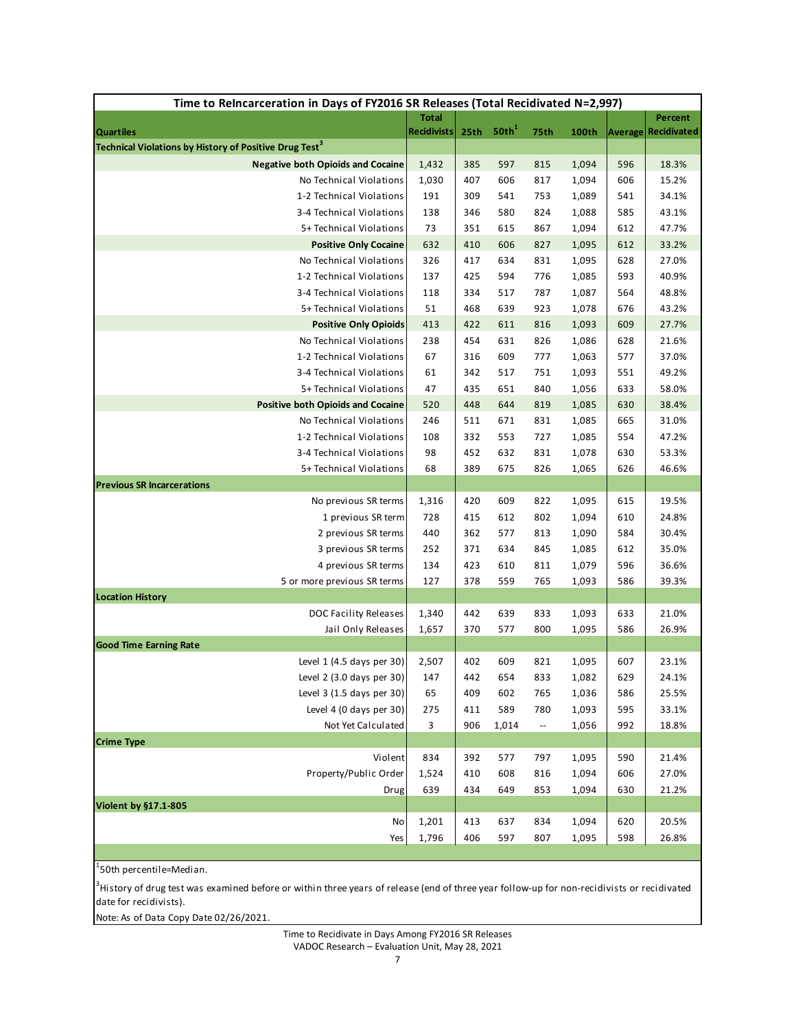| Time to ReIncarceration in Days of FY2016 SR Releases (Total Recidivated N=2,997) | | | | | | | |
|---|---|---|---|---|---|---|---|
| Quartiles | Total Recidivists | 25th | 50th[1] | 75th | 100th | Average | Percent Recidivated |
| **Technical Violations by History of Positive Drug Test[3]** | | | | | | | |
| **Negative both Opioids and Cocaine** | 1,432 | 385 | 597 | 815 | 1,094 | 596 | 18.3% |
| No Technical Violations | 1,030 | 407 | 606 | 817 | 1,094 | 606 | 15.2% |
| 1-2 Technical Violations | 191 | 309 | 541 | 753 | 1,089 | 541 | 34.1% |
| 3-4 Technical Violations | 138 | 346 | 580 | 824 | 1,088 | 585 | 43.1% |
| 5+ Technical Violations | 73 | 351 | 615 | 867 | 1,094 | 612 | 47.7% |
| **Positive Only Cocaine** | 632 | 410 | 606 | 827 | 1,095 | 612 | 33.2% |
| No Technical Violations | 326 | 417 | 634 | 831 | 1,095 | 628 | 27.0% |
| 1-2 Technical Violations | 137 | 425 | 594 | 776 | 1,085 | 593 | 40.9% |
| 3-4 Technical Violations | 118 | 334 | 517 | 787 | 1,087 | 564 | 48.8% |
| 5+ Technical Violations | 51 | 468 | 639 | 923 | 1,078 | 676 | 43.2% |
| **Positive Only Opioids** | 413 | 422 | 611 | 816 | 1,093 | 609 | 27.7% |
| No Technical Violations | 238 | 454 | 631 | 826 | 1,086 | 628 | 21.6% |
| 1-2 Technical Violations | 67 | 316 | 609 | 777 | 1,063 | 577 | 37.0% |
| 3-4 Technical Violations | 61 | 342 | 517 | 751 | 1,093 | 551 | 49.2% |
| 5+ Technical Violations | 47 | 435 | 651 | 840 | 1,056 | 633 | 58.0% |
| **Positive both Opioids and Cocaine** | 520 | 448 | 644 | 819 | 1,085 | 630 | 38.4% |
| No Technical Violations | 246 | 511 | 671 | 831 | 1,085 | 665 | 31.0% |
| 1-2 Technical Violations | 108 | 332 | 553 | 727 | 1,085 | 554 | 47.2% |
| 3-4 Technical Violations | 98 | 452 | 632 | 831 | 1,078 | 630 | 53.3% |
| 5+ Technical Violations | 68 | 389 | 675 | 826 | 1,065 | 626 | 46.6% |
| **Previous SR Incarcerations** | | | | | | | |
| No previous SR terms | 1,316 | 420 | 609 | 822 | 1,095 | 615 | 19.5% |
| 1 previous SR term | 728 | 415 | 612 | 802 | 1,094 | 610 | 24.8% |
| 2 previous SR terms | 440 | 362 | 577 | 813 | 1,090 | 584 | 30.4% |
| 3 previous SR terms | 252 | 371 | 634 | 845 | 1,085 | 612 | 35.0% |
| 4 previous SR terms | 134 | 423 | 610 | 811 | 1,079 | 596 | 36.6% |
| 5 or more previous SR terms | 127 | 378 | 559 | 765 | 1,093 | 586 | 39.3% |
| **Location History** | | | | | | | |
| DOC Facility Releases | 1,340 | 442 | 639 | 833 | 1,093 | 633 | 21.0% |
| Jail Only Releases | 1,657 | 370 | 577 | 800 | 1,095 | 586 | 26.9% |
| **Good Time Earning Rate** | | | | | | | |
| Level 1 (4.5 days per 30) | 2,507 | 402 | 609 | 821 | 1,095 | 607 | 23.1% |
| Level 2 (3.0 days per 30) | 147 | 442 | 654 | 833 | 1,082 | 629 | 24.1% |
| Level 3 (1.5 days per 30) | 65 | 409 | 602 | 765 | 1,036 | 586 | 25.5% |
| Level 4 (0 days per 30) | 275 | 411 | 589 | 780 | 1,093 | 595 | 33.1% |
| Not Yet Calculated | 3 | 906 | 1,014 | -- | 1,056 | 992 | 18.8% |
| **Crime Type** | | | | | | | |
| Violent | 834 | 392 | 577 | 797 | 1,095 | 590 | 21.4% |
| Property/Public Order | 1,524 | 410 | 608 | 816 | 1,094 | 606 | 27.0% |
| Drug | 639 | 434 | 649 | 853 | 1,094 | 630 | 21.2% |
| **Violent by §17.1-805** | | | | | | | |
| No | 1,201 | 413 | 637 | 834 | 1,094 | 620 | 20.5% |
| Yes | 1,796 | 406 | 597 | 807 | 1,095 | 598 | 26.8% |

[1]50th percentile=Median.

[3]History of drug test was examined before or within three years of release (end of three year follow-up for non-recidivists or recidivated date for recidivists).

Note: As of Data Copy Date 02/26/2021.

Time to Recidivate in Days Among FY2016 SR Releases
VADOC Research – Evaluation Unit, May 28, 2021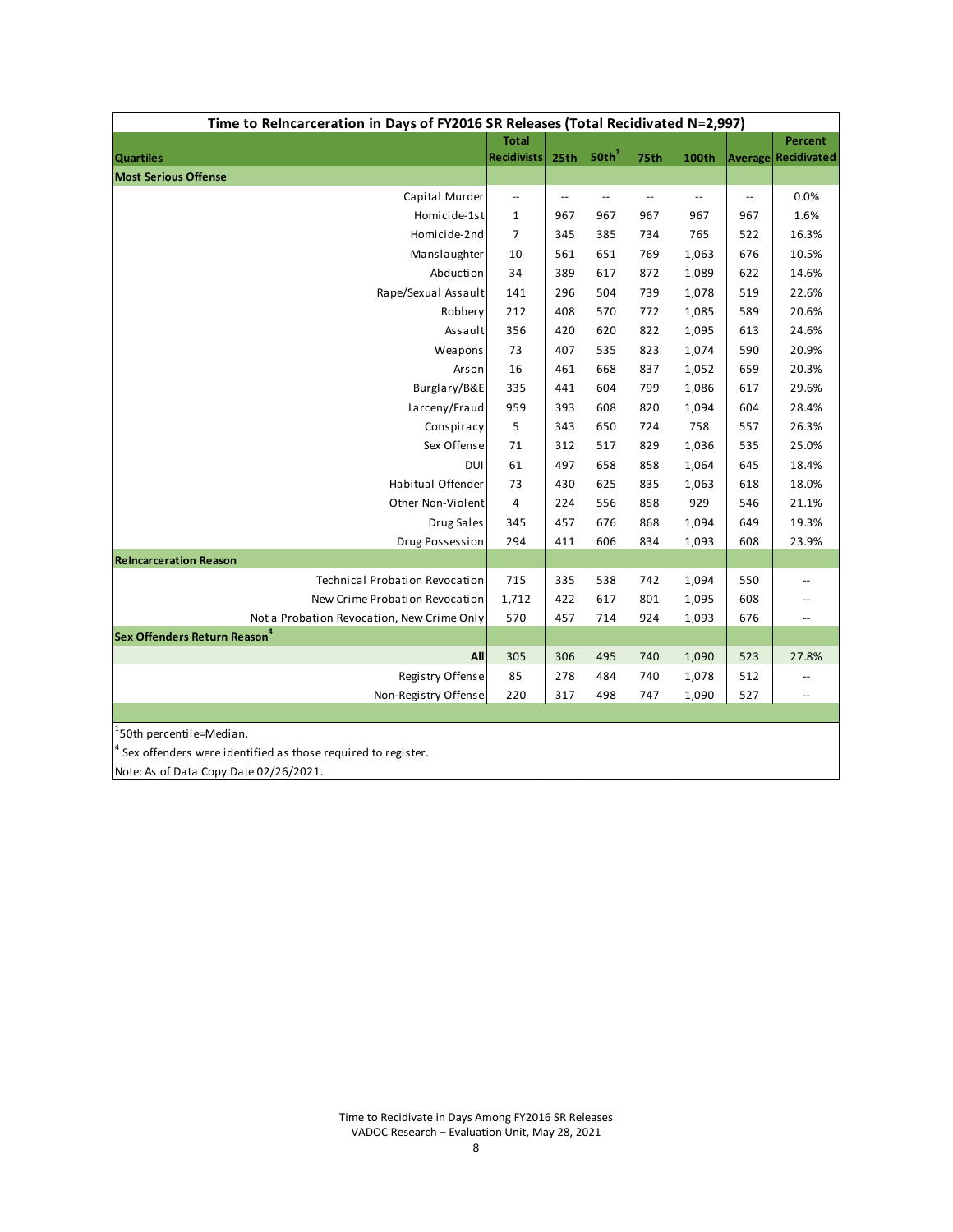| Time to ReIncarceration in Days of FY2016 SR Releases (Total Recidivated N=2,997) | | | | | | | |
|---|---|---|---|---|---|---|---|
| Quartiles | Total Recidivists | 25th | 50th[1] | 75th | 100th | Average | Percent Recidivated |
| **Most Serious Offense** | | | | | | | |
| Capital Murder | -- | -- | -- | -- | -- | -- | 0.0% |
| Homicide-1st | 1 | 967 | 967 | 967 | 967 | 967 | 1.6% |
| Homicide-2nd | 7 | 345 | 385 | 734 | 765 | 522 | 16.3% |
| Manslaughter | 10 | 561 | 651 | 769 | 1,063 | 676 | 10.5% |
| Abduction | 34 | 389 | 617 | 872 | 1,089 | 622 | 14.6% |
| Rape/Sexual Assault | 141 | 296 | 504 | 739 | 1,078 | 519 | 22.6% |
| Robbery | 212 | 408 | 570 | 772 | 1,085 | 589 | 20.6% |
| Assault | 356 | 420 | 620 | 822 | 1,095 | 613 | 24.6% |
| Weapons | 73 | 407 | 535 | 823 | 1,074 | 590 | 20.9% |
| Arson | 16 | 461 | 668 | 837 | 1,052 | 659 | 20.3% |
| Burglary/B&E | 335 | 441 | 604 | 799 | 1,086 | 617 | 29.6% |
| Larceny/Fraud | 959 | 393 | 608 | 820 | 1,094 | 604 | 28.4% |
| Conspiracy | 5 | 343 | 650 | 724 | 758 | 557 | 26.3% |
| Sex Offense | 71 | 312 | 517 | 829 | 1,036 | 535 | 25.0% |
| DUI | 61 | 497 | 658 | 858 | 1,064 | 645 | 18.4% |
| Habitual Offender | 73 | 430 | 625 | 835 | 1,063 | 618 | 18.0% |
| Other Non-Violent | 4 | 224 | 556 | 858 | 929 | 546 | 21.1% |
| Drug Sales | 345 | 457 | 676 | 868 | 1,094 | 649 | 19.3% |
| Drug Possession | 294 | 411 | 606 | 834 | 1,093 | 608 | 23.9% |
| **ReIncarceration Reason** | | | | | | | |
| Technical Probation Revocation | 715 | 335 | 538 | 742 | 1,094 | 550 | -- |
| New Crime Probation Revocation | 1,712 | 422 | 617 | 801 | 1,095 | 608 | -- |
| Not a Probation Revocation, New Crime Only | 570 | 457 | 714 | 924 | 1,093 | 676 | -- |
| **Sex Offenders Return Reason[4]** | | | | | | | |
| **All** | 305 | 306 | 495 | 740 | 1,090 | 523 | 27.8% |
| Registry Offense | 85 | 278 | 484 | 740 | 1,078 | 512 | -- |
| Non-Registry Offense | 220 | 317 | 498 | 747 | 1,090 | 527 | -- |

[1]50th percentile=Median.

[4] Sex offenders were identified as those required to register.

Note: As of Data Copy Date 02/26/2021.

Time to Recidivate in Days Among FY2016 SR Releases
VADOC Research – Evaluation Unit, May 28, 2021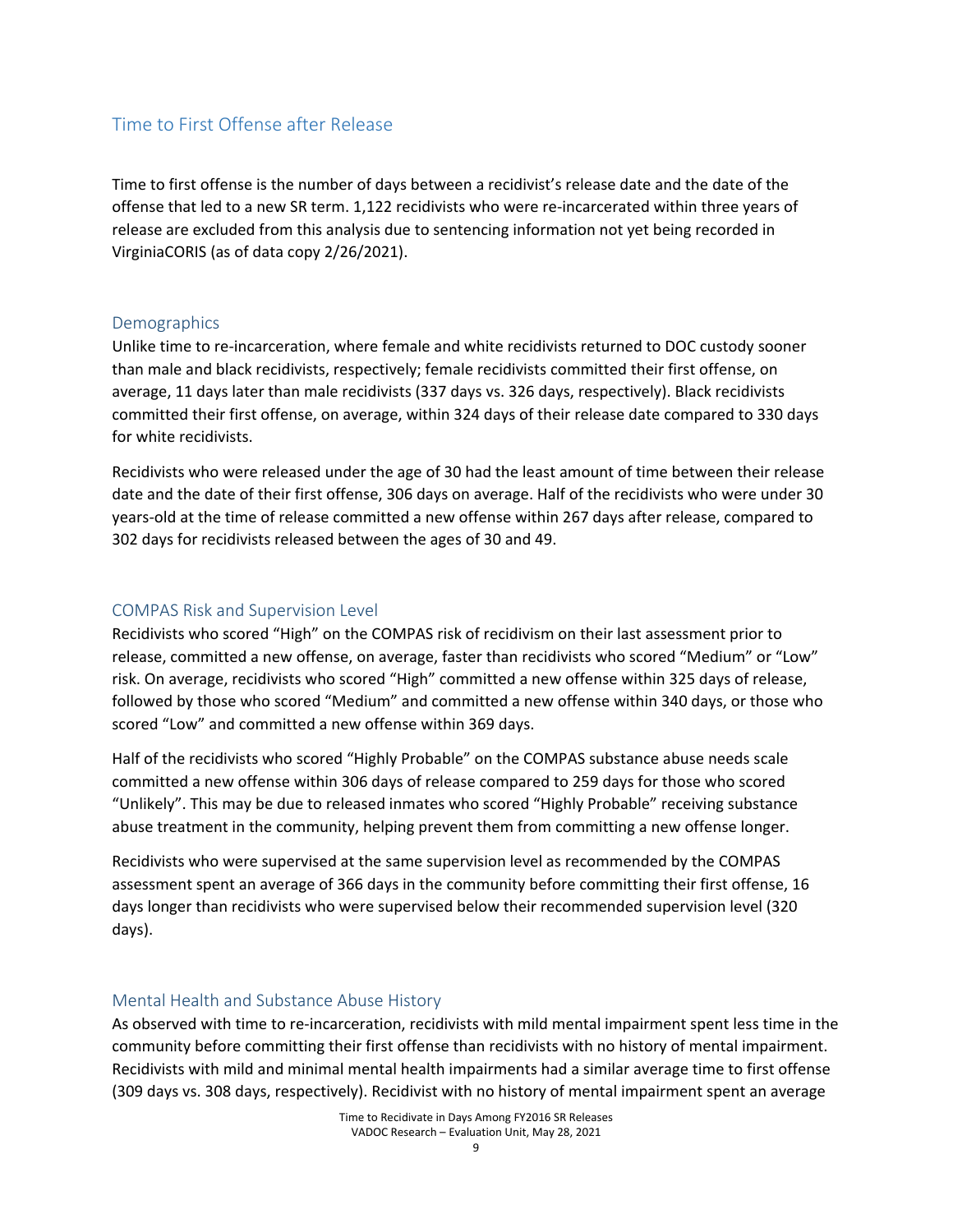## Time to First Offense after Release

Time to first offense is the number of days between a recidivist's release date and the date of the offense that led to a new SR term. 1,122 recidivists who were re-incarcerated within three years of release are excluded from this analysis due to sentencing information not yet being recorded in VirginiaCORIS (as of data copy 2/26/2021).

### Demographics

Unlike time to re-incarceration, where female and white recidivists returned to DOC custody sooner than male and black recidivists, respectively; female recidivists committed their first offense, on average, 11 days later than male recidivists (337 days vs. 326 days, respectively). Black recidivists committed their first offense, on average, within 324 days of their release date compared to 330 days for white recidivists.

Recidivists who were released under the age of 30 had the least amount of time between their release date and the date of their first offense, 306 days on average. Half of the recidivists who were under 30 years-old at the time of release committed a new offense within 267 days after release, compared to 302 days for recidivists released between the ages of 30 and 49.

### COMPAS Risk and Supervision Level

Recidivists who scored "High" on the COMPAS risk of recidivism on their last assessment prior to release, committed a new offense, on average, faster than recidivists who scored "Medium" or "Low" risk. On average, recidivists who scored "High" committed a new offense within 325 days of release, followed by those who scored "Medium" and committed a new offense within 340 days, or those who scored "Low" and committed a new offense within 369 days.

Half of the recidivists who scored "Highly Probable" on the COMPAS substance abuse needs scale committed a new offense within 306 days of release compared to 259 days for those who scored "Unlikely". This may be due to released inmates who scored "Highly Probable" receiving substance abuse treatment in the community, helping prevent them from committing a new offense longer.

Recidivists who were supervised at the same supervision level as recommended by the COMPAS assessment spent an average of 366 days in the community before committing their first offense, 16 days longer than recidivists who were supervised below their recommended supervision level (320 days).

### Mental Health and Substance Abuse History

As observed with time to re-incarceration, recidivists with mild mental impairment spent less time in the community before committing their first offense than recidivists with no history of mental impairment. Recidivists with mild and minimal mental health impairments had a similar average time to first offense (309 days vs. 308 days, respectively). Recidivist with no history of mental impairment spent an average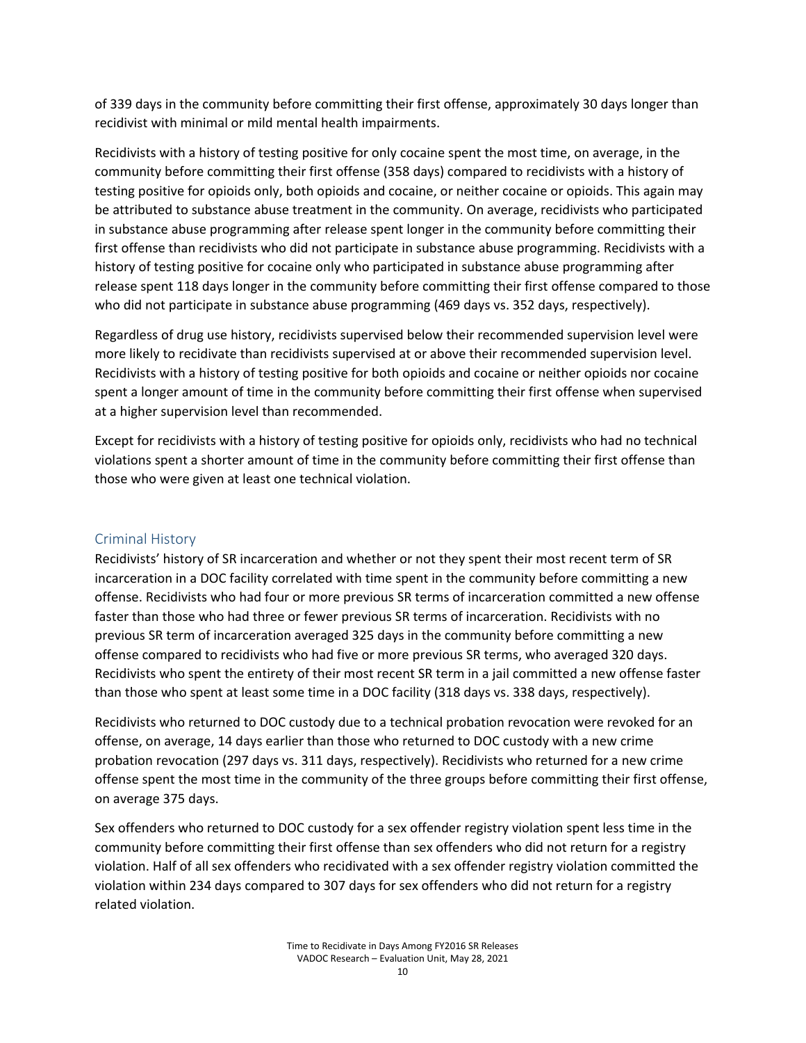of 339 days in the community before committing their first offense, approximately 30 days longer than recidivist with minimal or mild mental health impairments.

Recidivists with a history of testing positive for only cocaine spent the most time, on average, in the community before committing their first offense (358 days) compared to recidivists with a history of testing positive for opioids only, both opioids and cocaine, or neither cocaine or opioids. This again may be attributed to substance abuse treatment in the community. On average, recidivists who participated in substance abuse programming after release spent longer in the community before committing their first offense than recidivists who did not participate in substance abuse programming. Recidivists with a history of testing positive for cocaine only who participated in substance abuse programming after release spent 118 days longer in the community before committing their first offense compared to those who did not participate in substance abuse programming (469 days vs. 352 days, respectively).

Regardless of drug use history, recidivists supervised below their recommended supervision level were more likely to recidivate than recidivists supervised at or above their recommended supervision level. Recidivists with a history of testing positive for both opioids and cocaine or neither opioids nor cocaine spent a longer amount of time in the community before committing their first offense when supervised at a higher supervision level than recommended.

Except for recidivists with a history of testing positive for opioids only, recidivists who had no technical violations spent a shorter amount of time in the community before committing their first offense than those who were given at least one technical violation.

## Criminal History

Recidivists' history of SR incarceration and whether or not they spent their most recent term of SR incarceration in a DOC facility correlated with time spent in the community before committing a new offense. Recidivists who had four or more previous SR terms of incarceration committed a new offense faster than those who had three or fewer previous SR terms of incarceration. Recidivists with no previous SR term of incarceration averaged 325 days in the community before committing a new offense compared to recidivists who had five or more previous SR terms, who averaged 320 days. Recidivists who spent the entirety of their most recent SR term in a jail committed a new offense faster than those who spent at least some time in a DOC facility (318 days vs. 338 days, respectively).

Recidivists who returned to DOC custody due to a technical probation revocation were revoked for an offense, on average, 14 days earlier than those who returned to DOC custody with a new crime probation revocation (297 days vs. 311 days, respectively). Recidivists who returned for a new crime offense spent the most time in the community of the three groups before committing their first offense, on average 375 days.

Sex offenders who returned to DOC custody for a sex offender registry violation spent less time in the community before committing their first offense than sex offenders who did not return for a registry violation. Half of all sex offenders who recidivated with a sex offender registry violation committed the violation within 234 days compared to 307 days for sex offenders who did not return for a registry related violation.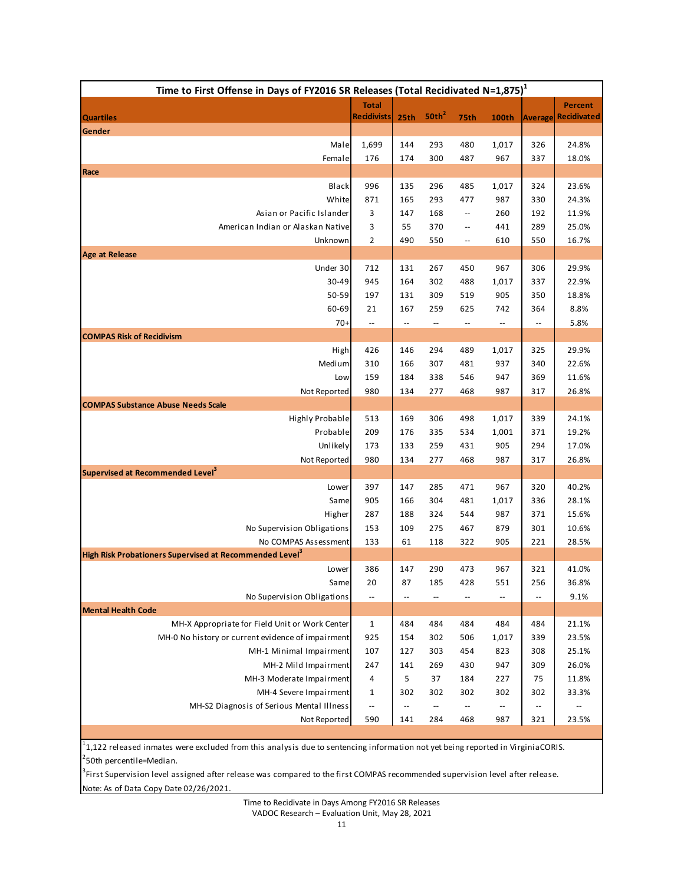**Time to First Offense in Days of FY2016 SR Releases (Total Recidivated N=1,875)[1]**

| Quartiles | Total Recidivists | 25th | 50th[2] | 75th | 100th | Average | Percent Recidivated |
|---|---|---|---|---|---|---|---|
| **Gender** | | | | | | | |
| Male | 1,699 | 144 | 293 | 480 | 1,017 | 326 | 24.8% |
| Female | 176 | 174 | 300 | 487 | 967 | 337 | 18.0% |
| **Race** | | | | | | | |
| Black | 996 | 135 | 296 | 485 | 1,017 | 324 | 23.6% |
| White | 871 | 165 | 293 | 477 | 987 | 330 | 24.3% |
| Asian or Pacific Islander | 3 | 147 | 168 | -- | 260 | 192 | 11.9% |
| American Indian or Alaskan Native | 3 | 55 | 370 | -- | 441 | 289 | 25.0% |
| Unknown | 2 | 490 | 550 | -- | 610 | 550 | 16.7% |
| **Age at Release** | | | | | | | |
| Under 30 | 712 | 131 | 267 | 450 | 967 | 306 | 29.9% |
| 30-49 | 945 | 164 | 302 | 488 | 1,017 | 337 | 22.9% |
| 50-59 | 197 | 131 | 309 | 519 | 905 | 350 | 18.8% |
| 60-69 | 21 | 167 | 259 | 625 | 742 | 364 | 8.8% |
| 70+ | -- | -- | -- | -- | -- | -- | 5.8% |
| **COMPAS Risk of Recidivism** | | | | | | | |
| High | 426 | 146 | 294 | 489 | 1,017 | 325 | 29.9% |
| Medium | 310 | 166 | 307 | 481 | 937 | 340 | 22.6% |
| Low | 159 | 184 | 338 | 546 | 947 | 369 | 11.6% |
| Not Reported | 980 | 134 | 277 | 468 | 987 | 317 | 26.8% |
| **COMPAS Substance Abuse Needs Scale** | | | | | | | |
| Highly Probable | 513 | 169 | 306 | 498 | 1,017 | 339 | 24.1% |
| Probable | 209 | 176 | 335 | 534 | 1,001 | 371 | 19.2% |
| Unlikely | 173 | 133 | 259 | 431 | 905 | 294 | 17.0% |
| Not Reported | 980 | 134 | 277 | 468 | 987 | 317 | 26.8% |
| **Supervised at Recommended Level[3]** | | | | | | | |
| Lower | 397 | 147 | 285 | 471 | 967 | 320 | 40.2% |
| Same | 905 | 166 | 304 | 481 | 1,017 | 336 | 28.1% |
| Higher | 287 | 188 | 324 | 544 | 987 | 371 | 15.6% |
| No Supervision Obligations | 153 | 109 | 275 | 467 | 879 | 301 | 10.6% |
| No COMPAS Assessment | 133 | 61 | 118 | 322 | 905 | 221 | 28.5% |
| **High Risk Probationers Supervised at Recommended Level[3]** | | | | | | | |
| Lower | 386 | 147 | 290 | 473 | 967 | 321 | 41.0% |
| Same | 20 | 87 | 185 | 428 | 551 | 256 | 36.8% |
| No Supervision Obligations | -- | -- | -- | -- | -- | -- | 9.1% |
| **Mental Health Code** | | | | | | | |
| MH-X Appropriate for Field Unit or Work Center | 1 | 484 | 484 | 484 | 484 | 484 | 21.1% |
| MH-0 No history or current evidence of impairment | 925 | 154 | 302 | 506 | 1,017 | 339 | 23.5% |
| MH-1 Minimal Impairment | 107 | 127 | 303 | 454 | 823 | 308 | 25.1% |
| MH-2 Mild Impairment | 247 | 141 | 269 | 430 | 947 | 309 | 26.0% |
| MH-3 Moderate Impairment | 4 | 5 | 37 | 184 | 227 | 75 | 11.8% |
| MH-4 Severe Impairment | 1 | 302 | 302 | 302 | 302 | 302 | 33.3% |
| MH-S2 Diagnosis of Serious Mental Illness | -- | -- | -- | -- | -- | -- | -- |
| Not Reported | 590 | 141 | 284 | 468 | 987 | 321 | 23.5% |

[1] 1,122 released inmates were excluded from this analysis due to sentencing information not yet being reported in VirginiaCORIS.

[2] 50th percentile=Median.

[3] First Supervision level assigned after release was compared to the first COMPAS recommended supervision level after release.

Note: As of Data Copy Date 02/26/2021.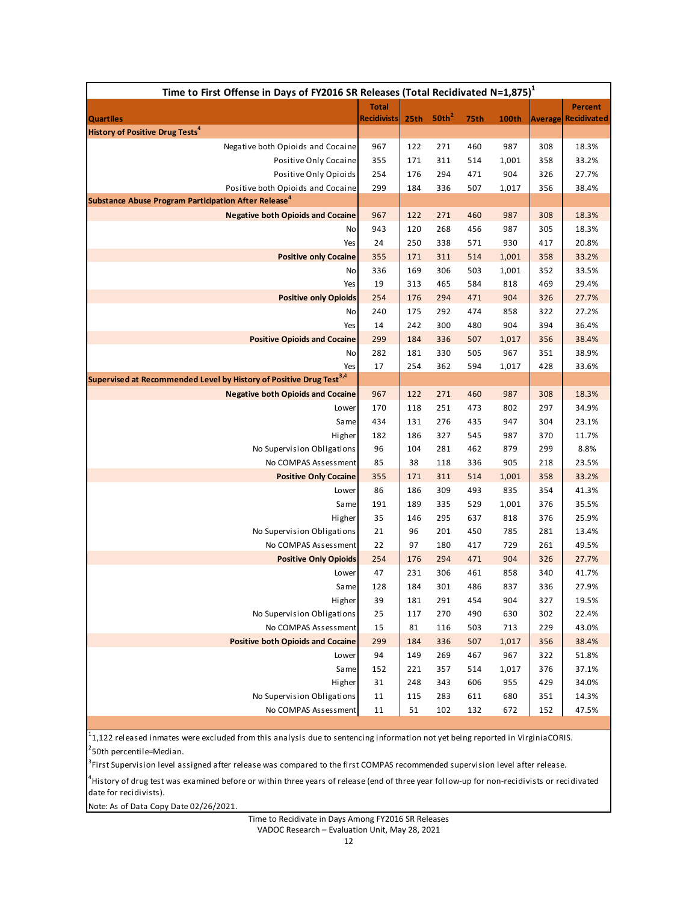| Time to First Offense in Days of FY2016 SR Releases (Total Recidivated N=1,875)[1] | | | | | | | |
|---|---|---|---|---|---|---|---|
| Quartiles | Total Recidivists | 25th | 50th[2] | 75th | 100th | Average | Percent Recidivated |
| **History of Positive Drug Tests[4]** | | | | | | | |
| Negative both Opioids and Cocaine | 967 | 122 | 271 | 460 | 987 | 308 | 18.3% |
| Positive Only Cocaine | 355 | 171 | 311 | 514 | 1,001 | 358 | 33.2% |
| Positive Only Opioids | 254 | 176 | 294 | 471 | 904 | 326 | 27.7% |
| Positive both Opioids and Cocaine | 299 | 184 | 336 | 507 | 1,017 | 356 | 38.4% |
| **Substance Abuse Program Participation After Release[4]** | | | | | | | |
| **Negative both Opioids and Cocaine** | 967 | 122 | 271 | 460 | 987 | 308 | 18.3% |
| No | 943 | 120 | 268 | 456 | 987 | 305 | 18.3% |
| Yes | 24 | 250 | 338 | 571 | 930 | 417 | 20.8% |
| **Positive only Cocaine** | 355 | 171 | 311 | 514 | 1,001 | 358 | 33.2% |
| No | 336 | 169 | 306 | 503 | 1,001 | 352 | 33.5% |
| Yes | 19 | 313 | 465 | 584 | 818 | 469 | 29.4% |
| **Positive only Opioids** | 254 | 176 | 294 | 471 | 904 | 326 | 27.7% |
| No | 240 | 175 | 292 | 474 | 858 | 322 | 27.2% |
| Yes | 14 | 242 | 300 | 480 | 904 | 394 | 36.4% |
| **Positive Opioids and Cocaine** | 299 | 184 | 336 | 507 | 1,017 | 356 | 38.4% |
| No | 282 | 181 | 330 | 505 | 967 | 351 | 38.9% |
| Yes | 17 | 254 | 362 | 594 | 1,017 | 428 | 33.6% |
| **Supervised at Recommended Level by History of Positive Drug Test[3,4]** | | | | | | | |
| **Negative both Opioids and Cocaine** | 967 | 122 | 271 | 460 | 987 | 308 | 18.3% |
| Lower | 170 | 118 | 251 | 473 | 802 | 297 | 34.9% |
| Same | 434 | 131 | 276 | 435 | 947 | 304 | 23.1% |
| Higher | 182 | 186 | 327 | 545 | 987 | 370 | 11.7% |
| No Supervision Obligations | 96 | 104 | 281 | 462 | 879 | 299 | 8.8% |
| No COMPAS Assessment | 85 | 38 | 118 | 336 | 905 | 218 | 23.5% |
| **Positive Only Cocaine** | 355 | 171 | 311 | 514 | 1,001 | 358 | 33.2% |
| Lower | 86 | 186 | 309 | 493 | 835 | 354 | 41.3% |
| Same | 191 | 189 | 335 | 529 | 1,001 | 376 | 35.5% |
| Higher | 35 | 146 | 295 | 637 | 818 | 376 | 25.9% |
| No Supervision Obligations | 21 | 96 | 201 | 450 | 785 | 281 | 13.4% |
| No COMPAS Assessment | 22 | 97 | 180 | 417 | 729 | 261 | 49.5% |
| **Positive Only Opioids** | 254 | 176 | 294 | 471 | 904 | 326 | 27.7% |
| Lower | 47 | 231 | 306 | 461 | 858 | 340 | 41.7% |
| Same | 128 | 184 | 301 | 486 | 837 | 336 | 27.9% |
| Higher | 39 | 181 | 291 | 454 | 904 | 327 | 19.5% |
| No Supervision Obligations | 25 | 117 | 270 | 490 | 630 | 302 | 22.4% |
| No COMPAS Assessment | 15 | 81 | 116 | 503 | 713 | 229 | 43.0% |
| **Positive both Opioids and Cocaine** | 299 | 184 | 336 | 507 | 1,017 | 356 | 38.4% |
| Lower | 94 | 149 | 269 | 467 | 967 | 322 | 51.8% |
| Same | 152 | 221 | 357 | 514 | 1,017 | 376 | 37.1% |
| Higher | 31 | 248 | 343 | 606 | 955 | 429 | 34.0% |
| No Supervision Obligations | 11 | 115 | 283 | 611 | 680 | 351 | 14.3% |
| No COMPAS Assessment | 11 | 51 | 102 | 132 | 672 | 152 | 47.5% |

[1] 1,122 released inmates were excluded from this analysis due to sentencing information not yet being reported in VirginiaCORIS.

[2] 50th percentile=Median.

[3] First Supervision level assigned after release was compared to the first COMPAS recommended supervision level after release.

[4] History of drug test was examined before or within three years of release (end of three year follow-up for non-recidivists or recidivated date for recidivists).

Note: As of Data Copy Date 02/26/2021.

Time to Recidivate in Days Among FY2016 SR Releases
VADOC Research – Evaluation Unit, May 28, 2021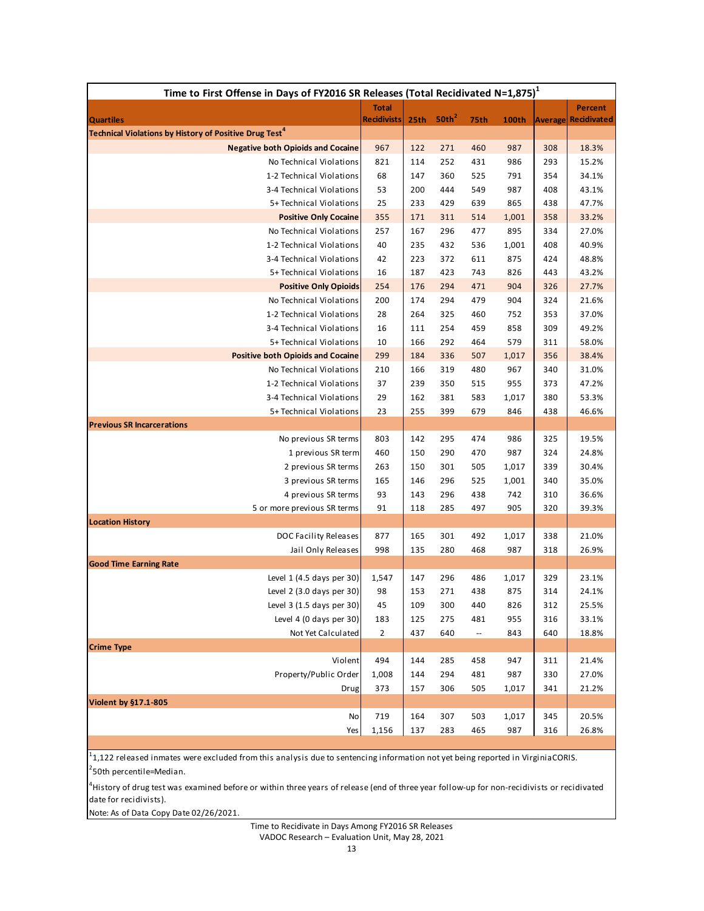**Time to First Offense in Days of FY2016 SR Releases (Total Recidivated N=1,875)[1]**

| Quartiles | Total Recidivists | 25th | 50th[2] | 75th | 100th | Average | Percent Recidivated |
|---|---|---|---|---|---|---|---|
| **Technical Violations by History of Positive Drug Test[4]** | | | | | | | |
| **Negative both Opioids and Cocaine** | 967 | 122 | 271 | 460 | 987 | 308 | 18.3% |
| No Technical Violations | 821 | 114 | 252 | 431 | 986 | 293 | 15.2% |
| 1-2 Technical Violations | 68 | 147 | 360 | 525 | 791 | 354 | 34.1% |
| 3-4 Technical Violations | 53 | 200 | 444 | 549 | 987 | 408 | 43.1% |
| 5+ Technical Violations | 25 | 233 | 429 | 639 | 865 | 438 | 47.7% |
| **Positive Only Cocaine** | 355 | 171 | 311 | 514 | 1,001 | 358 | 33.2% |
| No Technical Violations | 257 | 167 | 296 | 477 | 895 | 334 | 27.0% |
| 1-2 Technical Violations | 40 | 235 | 432 | 536 | 1,001 | 408 | 40.9% |
| 3-4 Technical Violations | 42 | 223 | 372 | 611 | 875 | 424 | 48.8% |
| 5+ Technical Violations | 16 | 187 | 423 | 743 | 826 | 443 | 43.2% |
| **Positive Only Opioids** | 254 | 176 | 294 | 471 | 904 | 326 | 27.7% |
| No Technical Violations | 200 | 174 | 294 | 479 | 904 | 324 | 21.6% |
| 1-2 Technical Violations | 28 | 264 | 325 | 460 | 752 | 353 | 37.0% |
| 3-4 Technical Violations | 16 | 111 | 254 | 459 | 858 | 309 | 49.2% |
| 5+ Technical Violations | 10 | 166 | 292 | 464 | 579 | 311 | 58.0% |
| **Positive both Opioids and Cocaine** | 299 | 184 | 336 | 507 | 1,017 | 356 | 38.4% |
| No Technical Violations | 210 | 166 | 319 | 480 | 967 | 340 | 31.0% |
| 1-2 Technical Violations | 37 | 239 | 350 | 515 | 955 | 373 | 47.2% |
| 3-4 Technical Violations | 29 | 162 | 381 | 583 | 1,017 | 380 | 53.3% |
| 5+ Technical Violations | 23 | 255 | 399 | 679 | 846 | 438 | 46.6% |
| **Previous SR Incarcerations** | | | | | | | |
| No previous SR terms | 803 | 142 | 295 | 474 | 986 | 325 | 19.5% |
| 1 previous SR term | 460 | 150 | 290 | 470 | 987 | 324 | 24.8% |
| 2 previous SR terms | 263 | 150 | 301 | 505 | 1,017 | 339 | 30.4% |
| 3 previous SR terms | 165 | 146 | 296 | 525 | 1,001 | 340 | 35.0% |
| 4 previous SR terms | 93 | 143 | 296 | 438 | 742 | 310 | 36.6% |
| 5 or more previous SR terms | 91 | 118 | 285 | 497 | 905 | 320 | 39.3% |
| **Location History** | | | | | | | |
| DOC Facility Releases | 877 | 165 | 301 | 492 | 1,017 | 338 | 21.0% |
| Jail Only Releases | 998 | 135 | 280 | 468 | 987 | 318 | 26.9% |
| **Good Time Earning Rate** | | | | | | | |
| Level 1 (4.5 days per 30) | 1,547 | 147 | 296 | 486 | 1,017 | 329 | 23.1% |
| Level 2 (3.0 days per 30) | 98 | 153 | 271 | 438 | 875 | 314 | 24.1% |
| Level 3 (1.5 days per 30) | 45 | 109 | 300 | 440 | 826 | 312 | 25.5% |
| Level 4 (0 days per 30) | 183 | 125 | 275 | 481 | 955 | 316 | 33.1% |
| Not Yet Calculated | 2 | 437 | 640 | -- | 843 | 640 | 18.8% |
| **Crime Type** | | | | | | | |
| Violent | 494 | 144 | 285 | 458 | 947 | 311 | 21.4% |
| Property/Public Order | 1,008 | 144 | 294 | 481 | 987 | 330 | 27.0% |
| Drug | 373 | 157 | 306 | 505 | 1,017 | 341 | 21.2% |
| **Violent by §17.1-805** | | | | | | | |
| No | 719 | 164 | 307 | 503 | 1,017 | 345 | 20.5% |
| Yes | 1,156 | 137 | 283 | 465 | 987 | 316 | 26.8% |

[1] 1,122 released inmates were excluded from this analysis due to sentencing information not yet being reported in VirginiaCORIS.

[2] 50th percentile=Median.

[4] History of drug test was examined before or within three years of release (end of three year follow-up for non-recidivists or recidivated date for recidivists).

Note: As of Data Copy Date 02/26/2021.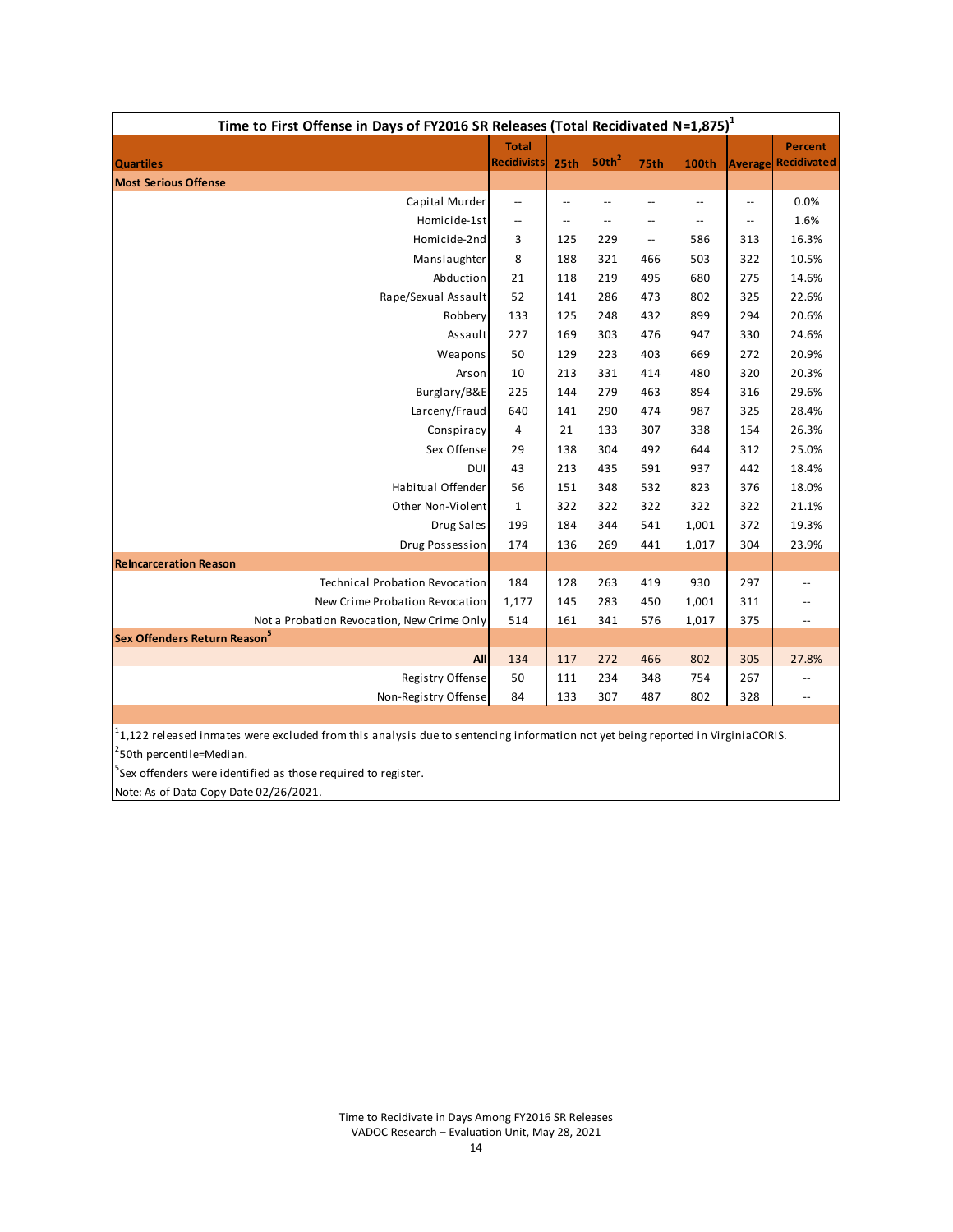| Time to First Offense in Days of FY2016 SR Releases (Total Recidivated N=1,875)[1] | | | | | | | |
|---|---|---|---|---|---|---|---|
| **Quartiles** | **Total Recidivists** | **25th** | **50th[2]** | **75th** | **100th** | **Average** | **Percent Recidivated** |
| **Most Serious Offense** | | | | | | | |
| Capital Murder | -- | -- | -- | -- | -- | -- | 0.0% |
| Homicide-1st | -- | -- | -- | -- | -- | -- | 1.6% |
| Homicide-2nd | 3 | 125 | 229 | -- | 586 | 313 | 16.3% |
| Manslaughter | 8 | 188 | 321 | 466 | 503 | 322 | 10.5% |
| Abduction | 21 | 118 | 219 | 495 | 680 | 275 | 14.6% |
| Rape/Sexual Assault | 52 | 141 | 286 | 473 | 802 | 325 | 22.6% |
| Robbery | 133 | 125 | 248 | 432 | 899 | 294 | 20.6% |
| Assault | 227 | 169 | 303 | 476 | 947 | 330 | 24.6% |
| Weapons | 50 | 129 | 223 | 403 | 669 | 272 | 20.9% |
| Arson | 10 | 213 | 331 | 414 | 480 | 320 | 20.3% |
| Burglary/B&E | 225 | 144 | 279 | 463 | 894 | 316 | 29.6% |
| Larceny/Fraud | 640 | 141 | 290 | 474 | 987 | 325 | 28.4% |
| Conspiracy | 4 | 21 | 133 | 307 | 338 | 154 | 26.3% |
| Sex Offense | 29 | 138 | 304 | 492 | 644 | 312 | 25.0% |
| DUI | 43 | 213 | 435 | 591 | 937 | 442 | 18.4% |
| Habitual Offender | 56 | 151 | 348 | 532 | 823 | 376 | 18.0% |
| Other Non-Violent | 1 | 322 | 322 | 322 | 322 | 322 | 21.1% |
| Drug Sales | 199 | 184 | 344 | 541 | 1,001 | 372 | 19.3% |
| Drug Possession | 174 | 136 | 269 | 441 | 1,017 | 304 | 23.9% |
| **ReIncarceration Reason** | | | | | | | |
| Technical Probation Revocation | 184 | 128 | 263 | 419 | 930 | 297 | -- |
| New Crime Probation Revocation | 1,177 | 145 | 283 | 450 | 1,001 | 311 | -- |
| Not a Probation Revocation, New Crime Only | 514 | 161 | 341 | 576 | 1,017 | 375 | -- |
| **Sex Offenders Return Reason[5]** | | | | | | | |
| **All** | 134 | 117 | 272 | 466 | 802 | 305 | 27.8% |
| Registry Offense | 50 | 111 | 234 | 348 | 754 | 267 | -- |
| Non-Registry Offense | 84 | 133 | 307 | 487 | 802 | 328 | -- |

[1]1,122 released inmates were excluded from this analysis due to sentencing information not yet being reported in VirginiaCORIS.

[2]50th percentile=Median.

[5]Sex offenders were identified as those required to register.

Note: As of Data Copy Date 02/26/2021.